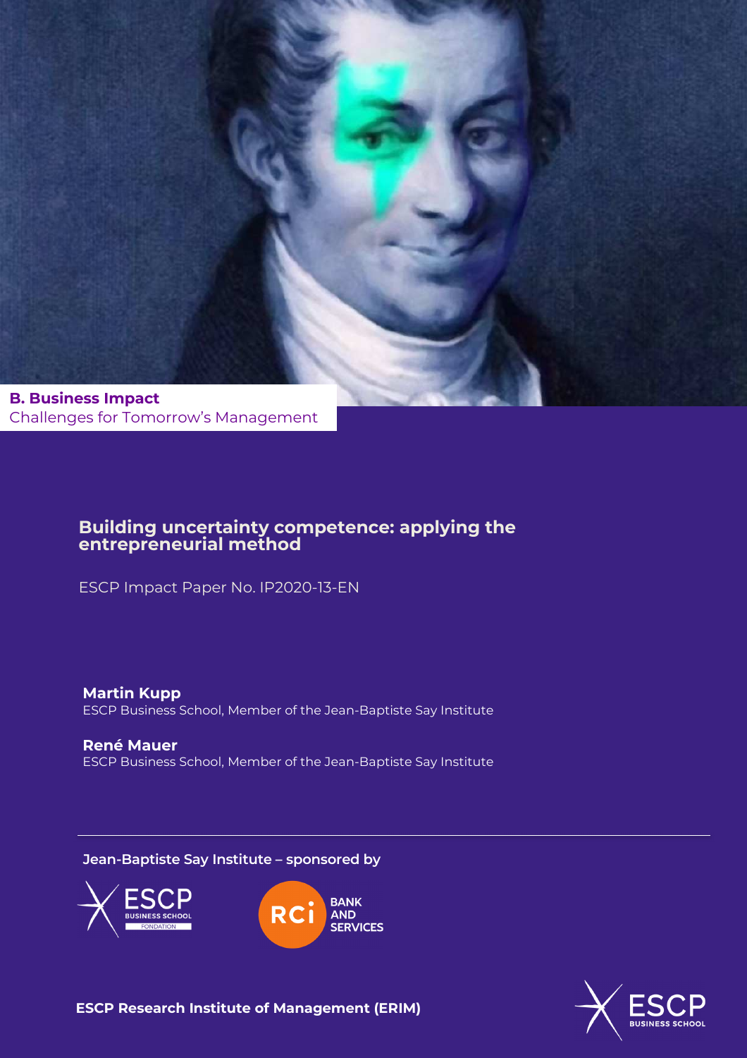**B. Business Impact**
Challenges for Tomorrow's Management

# Building uncertainty competence: applying the entrepreneurial method

ESCP Impact Paper No. IP2020-13-EN

**Martin Kupp**
ESCP Business School, Member of the Jean-Baptiste Say Institute

**René Mauer**
ESCP Business School, Member of the Jean-Baptiste Say Institute

**Jean-Baptiste Say Institute – sponsored by**

ESCP Business School Fondation

RCi Bank and Services

**ESCP Research Institute of Management (ERIM)**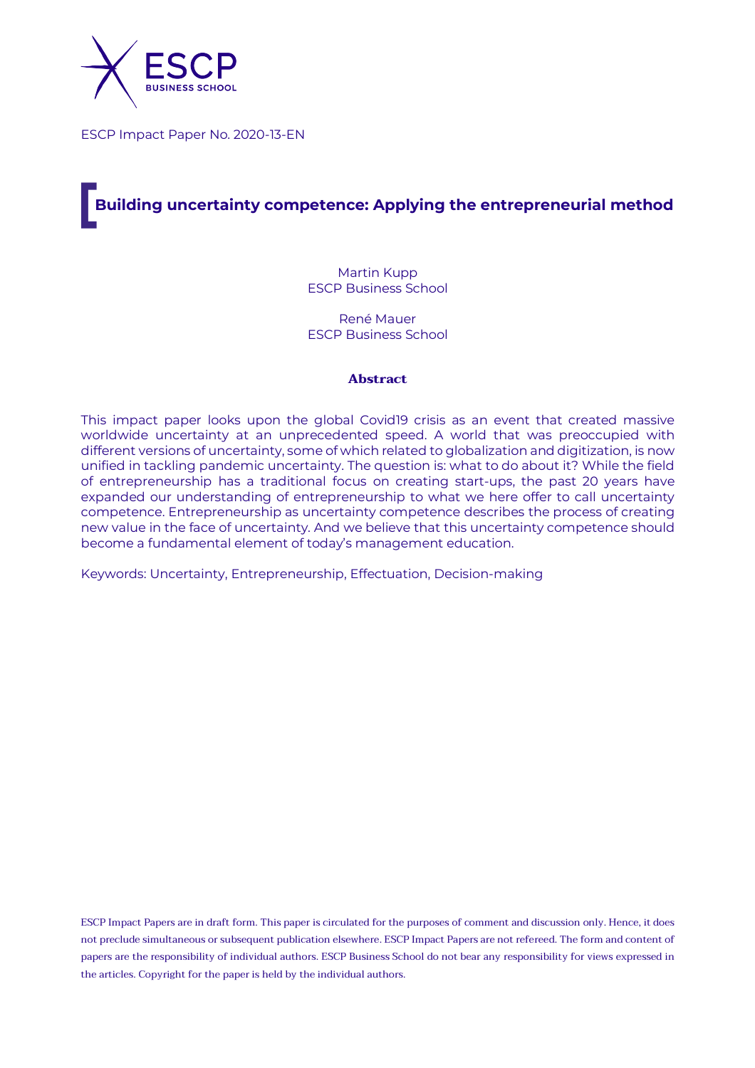ESCP Impact Paper No. 2020-13-EN

# Building uncertainty competence: Applying the entrepreneurial method

Martin Kupp
ESCP Business School

René Mauer
ESCP Business School

**Abstract**

This impact paper looks upon the global Covid19 crisis as an event that created massive worldwide uncertainty at an unprecedented speed. A world that was preoccupied with different versions of uncertainty, some of which related to globalization and digitization, is now unified in tackling pandemic uncertainty. The question is: what to do about it? While the field of entrepreneurship has a traditional focus on creating start-ups, the past 20 years have expanded our understanding of entrepreneurship to what we here offer to call uncertainty competence. Entrepreneurship as uncertainty competence describes the process of creating new value in the face of uncertainty. And we believe that this uncertainty competence should become a fundamental element of today's management education.

Keywords: Uncertainty, Entrepreneurship, Effectuation, Decision-making

ESCP Impact Papers are in draft form. This paper is circulated for the purposes of comment and discussion only. Hence, it does not preclude simultaneous or subsequent publication elsewhere. ESCP Impact Papers are not refereed. The form and content of papers are the responsibility of individual authors. ESCP Business School do not bear any responsibility for views expressed in the articles. Copyright for the paper is held by the individual authors.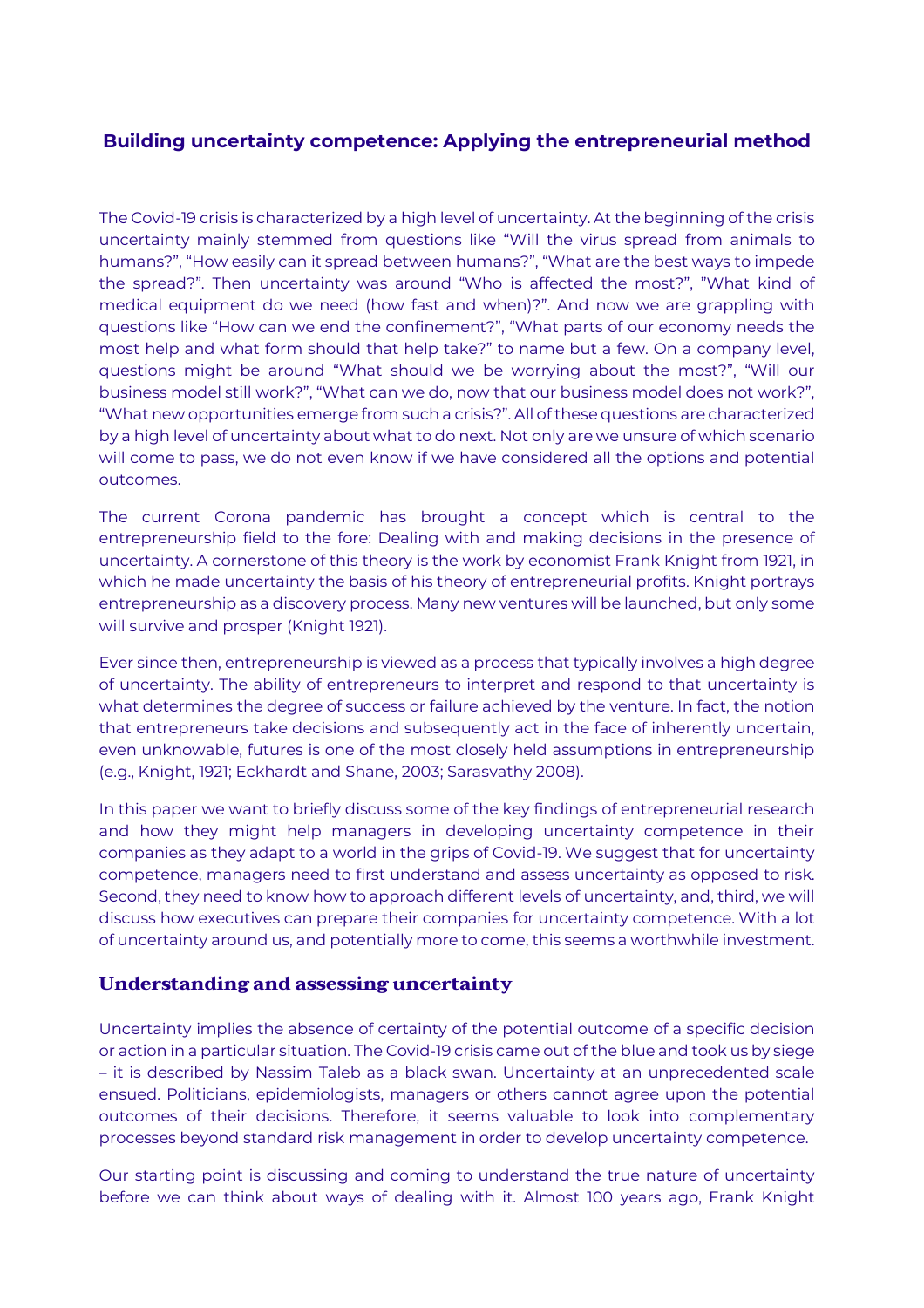## Building uncertainty competence: Applying the entrepreneurial method

The Covid-19 crisis is characterized by a high level of uncertainty. At the beginning of the crisis uncertainty mainly stemmed from questions like "Will the virus spread from animals to humans?", "How easily can it spread between humans?", "What are the best ways to impede the spread?". Then uncertainty was around "Who is affected the most?", "What kind of medical equipment do we need (how fast and when)?". And now we are grappling with questions like "How can we end the confinement?", "What parts of our economy needs the most help and what form should that help take?" to name but a few. On a company level, questions might be around "What should we be worrying about the most?", "Will our business model still work?", "What can we do, now that our business model does not work?", "What new opportunities emerge from such a crisis?". All of these questions are characterized by a high level of uncertainty about what to do next. Not only are we unsure of which scenario will come to pass, we do not even know if we have considered all the options and potential outcomes.

The current Corona pandemic has brought a concept which is central to the entrepreneurship field to the fore: Dealing with and making decisions in the presence of uncertainty. A cornerstone of this theory is the work by economist Frank Knight from 1921, in which he made uncertainty the basis of his theory of entrepreneurial profits. Knight portrays entrepreneurship as a discovery process. Many new ventures will be launched, but only some will survive and prosper (Knight 1921).

Ever since then, entrepreneurship is viewed as a process that typically involves a high degree of uncertainty. The ability of entrepreneurs to interpret and respond to that uncertainty is what determines the degree of success or failure achieved by the venture. In fact, the notion that entrepreneurs take decisions and subsequently act in the face of inherently uncertain, even unknowable, futures is one of the most closely held assumptions in entrepreneurship (e.g., Knight, 1921; Eckhardt and Shane, 2003; Sarasvathy 2008).

In this paper we want to briefly discuss some of the key findings of entrepreneurial research and how they might help managers in developing uncertainty competence in their companies as they adapt to a world in the grips of Covid-19. We suggest that for uncertainty competence, managers need to first understand and assess uncertainty as opposed to risk. Second, they need to know how to approach different levels of uncertainty, and, third, we will discuss how executives can prepare their companies for uncertainty competence. With a lot of uncertainty around us, and potentially more to come, this seems a worthwhile investment.

### Understanding and assessing uncertainty

Uncertainty implies the absence of certainty of the potential outcome of a specific decision or action in a particular situation. The Covid-19 crisis came out of the blue and took us by siege – it is described by Nassim Taleb as a black swan. Uncertainty at an unprecedented scale ensued. Politicians, epidemiologists, managers or others cannot agree upon the potential outcomes of their decisions. Therefore, it seems valuable to look into complementary processes beyond standard risk management in order to develop uncertainty competence.

Our starting point is discussing and coming to understand the true nature of uncertainty before we can think about ways of dealing with it. Almost 100 years ago, Frank Knight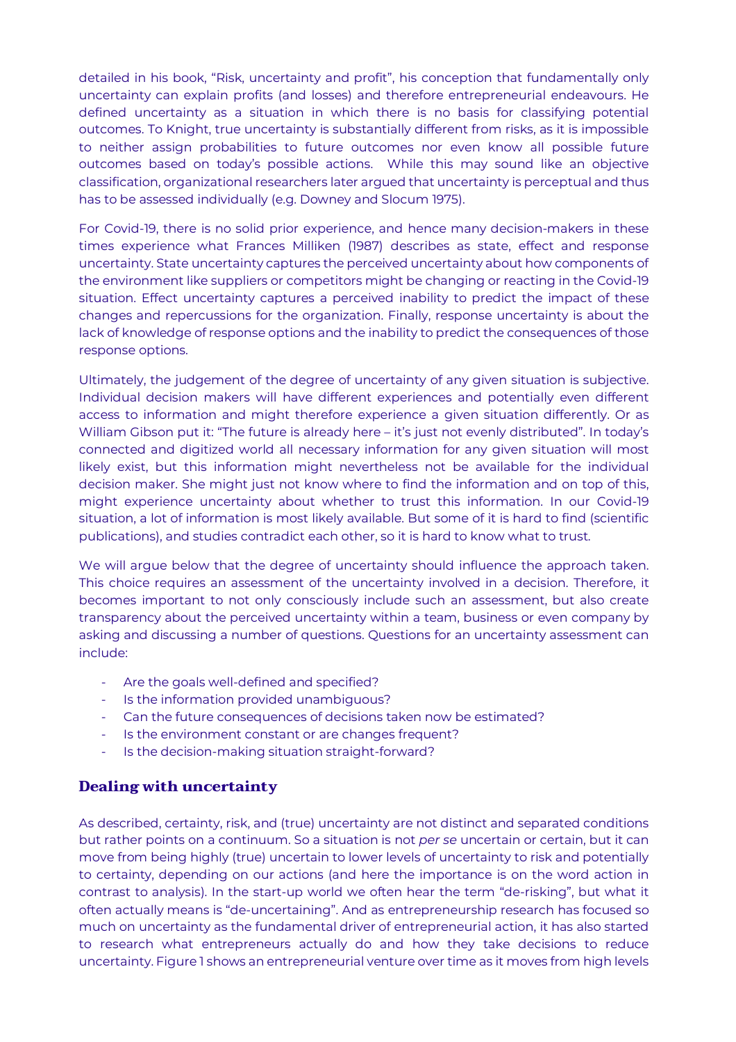detailed in his book, "Risk, uncertainty and profit", his conception that fundamentally only uncertainty can explain profits (and losses) and therefore entrepreneurial endeavours. He defined uncertainty as a situation in which there is no basis for classifying potential outcomes. To Knight, true uncertainty is substantially different from risks, as it is impossible to neither assign probabilities to future outcomes nor even know all possible future outcomes based on today's possible actions. While this may sound like an objective classification, organizational researchers later argued that uncertainty is perceptual and thus has to be assessed individually (e.g. Downey and Slocum 1975).

For Covid-19, there is no solid prior experience, and hence many decision-makers in these times experience what Frances Milliken (1987) describes as state, effect and response uncertainty. State uncertainty captures the perceived uncertainty about how components of the environment like suppliers or competitors might be changing or reacting in the Covid-19 situation. Effect uncertainty captures a perceived inability to predict the impact of these changes and repercussions for the organization. Finally, response uncertainty is about the lack of knowledge of response options and the inability to predict the consequences of those response options.

Ultimately, the judgement of the degree of uncertainty of any given situation is subjective. Individual decision makers will have different experiences and potentially even different access to information and might therefore experience a given situation differently. Or as William Gibson put it: "The future is already here – it's just not evenly distributed". In today's connected and digitized world all necessary information for any given situation will most likely exist, but this information might nevertheless not be available for the individual decision maker. She might just not know where to find the information and on top of this, might experience uncertainty about whether to trust this information. In our Covid-19 situation, a lot of information is most likely available. But some of it is hard to find (scientific publications), and studies contradict each other, so it is hard to know what to trust.

We will argue below that the degree of uncertainty should influence the approach taken. This choice requires an assessment of the uncertainty involved in a decision. Therefore, it becomes important to not only consciously include such an assessment, but also create transparency about the perceived uncertainty within a team, business or even company by asking and discussing a number of questions. Questions for an uncertainty assessment can include:

- Are the goals well-defined and specified?
- Is the information provided unambiguous?
- Can the future consequences of decisions taken now be estimated?
- Is the environment constant or are changes frequent?
- Is the decision-making situation straight-forward?

## Dealing with uncertainty

As described, certainty, risk, and (true) uncertainty are not distinct and separated conditions but rather points on a continuum. So a situation is not *per se* uncertain or certain, but it can move from being highly (true) uncertain to lower levels of uncertainty to risk and potentially to certainty, depending on our actions (and here the importance is on the word action in contrast to analysis). In the start-up world we often hear the term "de-risking", but what it often actually means is "de-uncertaining". And as entrepreneurship research has focused so much on uncertainty as the fundamental driver of entrepreneurial action, it has also started to research what entrepreneurs actually do and how they take decisions to reduce uncertainty. Figure 1 shows an entrepreneurial venture over time as it moves from high levels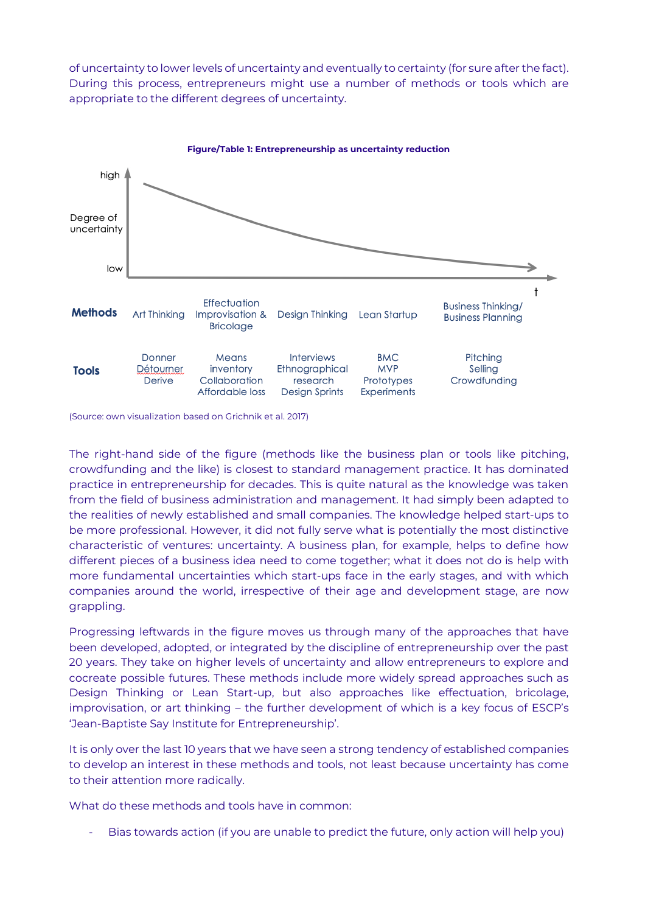of uncertainty to lower levels of uncertainty and eventually to certainty (for sure after the fact). During this process, entrepreneurs might use a number of methods or tools which are appropriate to the different degrees of uncertainty.

**Figure/Table 1: Entrepreneurship as uncertainty reduction**

| | | | | | |
|---|---|---|---|---|---|
| **Methods** | Art Thinking | Effectuation Improvisation & Bricolage | Design Thinking | Lean Startup | Business Thinking/ Business Planning |
| **Tools** | Donner Détourner Derive | Means inventory Collaboration Affordable loss | Interviews Ethnographical research Design Sprints | BMC MVP Prototypes Experiments | Pitching Selling Crowdfunding |

(Source: own visualization based on Grichnik et al. 2017)

The right-hand side of the figure (methods like the business plan or tools like pitching, crowdfunding and the like) is closest to standard management practice. It has dominated practice in entrepreneurship for decades. This is quite natural as the knowledge was taken from the field of business administration and management. It had simply been adapted to the realities of newly established and small companies. The knowledge helped start-ups to be more professional. However, it did not fully serve what is potentially the most distinctive characteristic of ventures: uncertainty. A business plan, for example, helps to define how different pieces of a business idea need to come together; what it does not do is help with more fundamental uncertainties which start-ups face in the early stages, and with which companies around the world, irrespective of their age and development stage, are now grappling.

Progressing leftwards in the figure moves us through many of the approaches that have been developed, adopted, or integrated by the discipline of entrepreneurship over the past 20 years. They take on higher levels of uncertainty and allow entrepreneurs to explore and cocreate possible futures. These methods include more widely spread approaches such as Design Thinking or Lean Start-up, but also approaches like effectuation, bricolage, improvisation, or art thinking – the further development of which is a key focus of ESCP's 'Jean-Baptiste Say Institute for Entrepreneurship'.

It is only over the last 10 years that we have seen a strong tendency of established companies to develop an interest in these methods and tools, not least because uncertainty has come to their attention more radically.

What do these methods and tools have in common:

- Bias towards action (if you are unable to predict the future, only action will help you)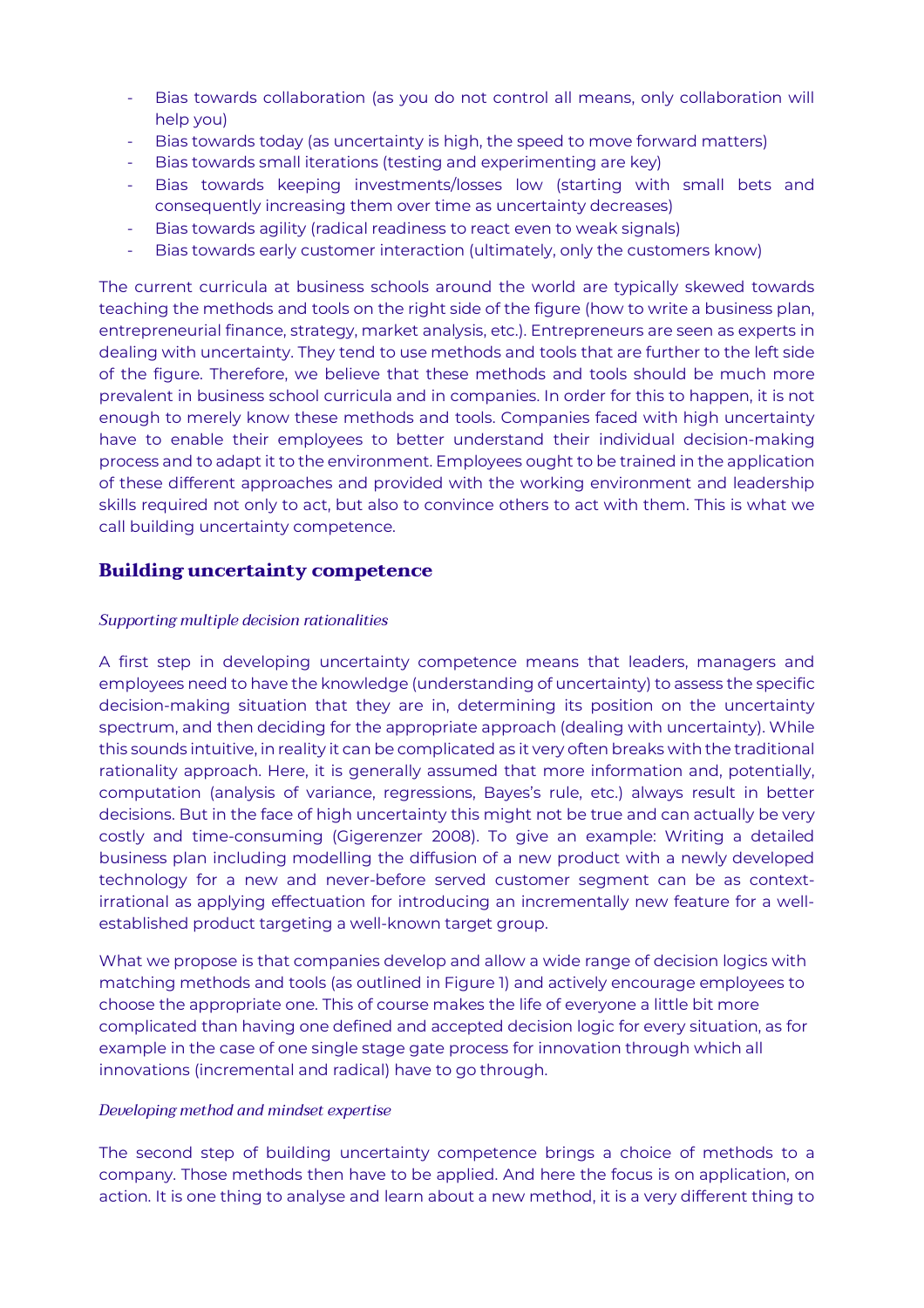- Bias towards collaboration (as you do not control all means, only collaboration will help you)
- Bias towards today (as uncertainty is high, the speed to move forward matters)
- Bias towards small iterations (testing and experimenting are key)
- Bias towards keeping investments/losses low (starting with small bets and consequently increasing them over time as uncertainty decreases)
- Bias towards agility (radical readiness to react even to weak signals)
- Bias towards early customer interaction (ultimately, only the customers know)

The current curricula at business schools around the world are typically skewed towards teaching the methods and tools on the right side of the figure (how to write a business plan, entrepreneurial finance, strategy, market analysis, etc.). Entrepreneurs are seen as experts in dealing with uncertainty. They tend to use methods and tools that are further to the left side of the figure. Therefore, we believe that these methods and tools should be much more prevalent in business school curricula and in companies. In order for this to happen, it is not enough to merely know these methods and tools. Companies faced with high uncertainty have to enable their employees to better understand their individual decision-making process and to adapt it to the environment. Employees ought to be trained in the application of these different approaches and provided with the working environment and leadership skills required not only to act, but also to convince others to act with them. This is what we call building uncertainty competence.

## Building uncertainty competence

### *Supporting multiple decision rationalities*

A first step in developing uncertainty competence means that leaders, managers and employees need to have the knowledge (understanding of uncertainty) to assess the specific decision-making situation that they are in, determining its position on the uncertainty spectrum, and then deciding for the appropriate approach (dealing with uncertainty). While this sounds intuitive, in reality it can be complicated as it very often breaks with the traditional rationality approach. Here, it is generally assumed that more information and, potentially, computation (analysis of variance, regressions, Bayes's rule, etc.) always result in better decisions. But in the face of high uncertainty this might not be true and can actually be very costly and time-consuming (Gigerenzer 2008). To give an example: Writing a detailed business plan including modelling the diffusion of a new product with a newly developed technology for a new and never-before served customer segment can be as context-irrational as applying effectuation for introducing an incrementally new feature for a well-established product targeting a well-known target group.

What we propose is that companies develop and allow a wide range of decision logics with matching methods and tools (as outlined in Figure 1) and actively encourage employees to choose the appropriate one. This of course makes the life of everyone a little bit more complicated than having one defined and accepted decision logic for every situation, as for example in the case of one single stage gate process for innovation through which all innovations (incremental and radical) have to go through.

### *Developing method and mindset expertise*

The second step of building uncertainty competence brings a choice of methods to a company. Those methods then have to be applied. And here the focus is on application, on action. It is one thing to analyse and learn about a new method, it is a very different thing to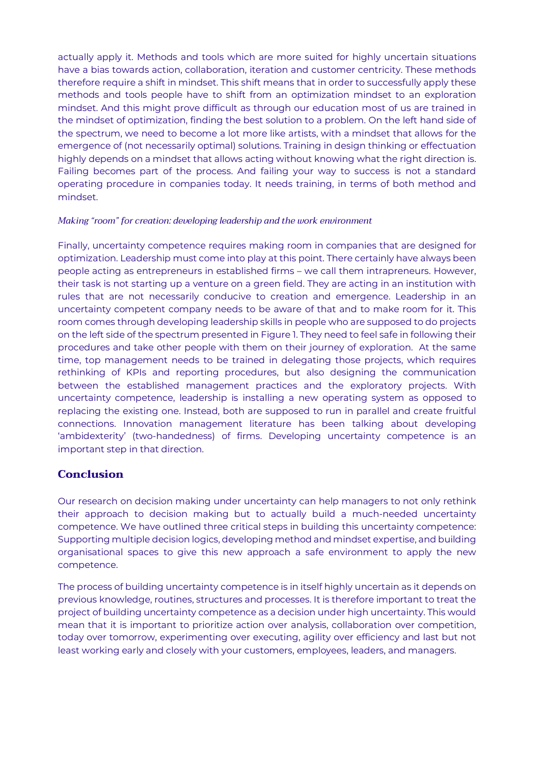actually apply it. Methods and tools which are more suited for highly uncertain situations have a bias towards action, collaboration, iteration and customer centricity. These methods therefore require a shift in mindset. This shift means that in order to successfully apply these methods and tools people have to shift from an optimization mindset to an exploration mindset. And this might prove difficult as through our education most of us are trained in the mindset of optimization, finding the best solution to a problem. On the left hand side of the spectrum, we need to become a lot more like artists, with a mindset that allows for the emergence of (not necessarily optimal) solutions. Training in design thinking or effectuation highly depends on a mindset that allows acting without knowing what the right direction is. Failing becomes part of the process. And failing your way to success is not a standard operating procedure in companies today. It needs training, in terms of both method and mindset.

*Making "room" for creation: developing leadership and the work environment*

Finally, uncertainty competence requires making room in companies that are designed for optimization. Leadership must come into play at this point. There certainly have always been people acting as entrepreneurs in established firms – we call them intrapreneurs. However, their task is not starting up a venture on a green field. They are acting in an institution with rules that are not necessarily conducive to creation and emergence. Leadership in an uncertainty competent company needs to be aware of that and to make room for it. This room comes through developing leadership skills in people who are supposed to do projects on the left side of the spectrum presented in Figure 1. They need to feel safe in following their procedures and take other people with them on their journey of exploration. At the same time, top management needs to be trained in delegating those projects, which requires rethinking of KPIs and reporting procedures, but also designing the communication between the established management practices and the exploratory projects. With uncertainty competence, leadership is installing a new operating system as opposed to replacing the existing one. Instead, both are supposed to run in parallel and create fruitful connections. Innovation management literature has been talking about developing 'ambidexterity' (two-handedness) of firms. Developing uncertainty competence is an important step in that direction.

## Conclusion

Our research on decision making under uncertainty can help managers to not only rethink their approach to decision making but to actually build a much-needed uncertainty competence. We have outlined three critical steps in building this uncertainty competence: Supporting multiple decision logics, developing method and mindset expertise, and building organisational spaces to give this new approach a safe environment to apply the new competence.

The process of building uncertainty competence is in itself highly uncertain as it depends on previous knowledge, routines, structures and processes. It is therefore important to treat the project of building uncertainty competence as a decision under high uncertainty. This would mean that it is important to prioritize action over analysis, collaboration over competition, today over tomorrow, experimenting over executing, agility over efficiency and last but not least working early and closely with your customers, employees, leaders, and managers.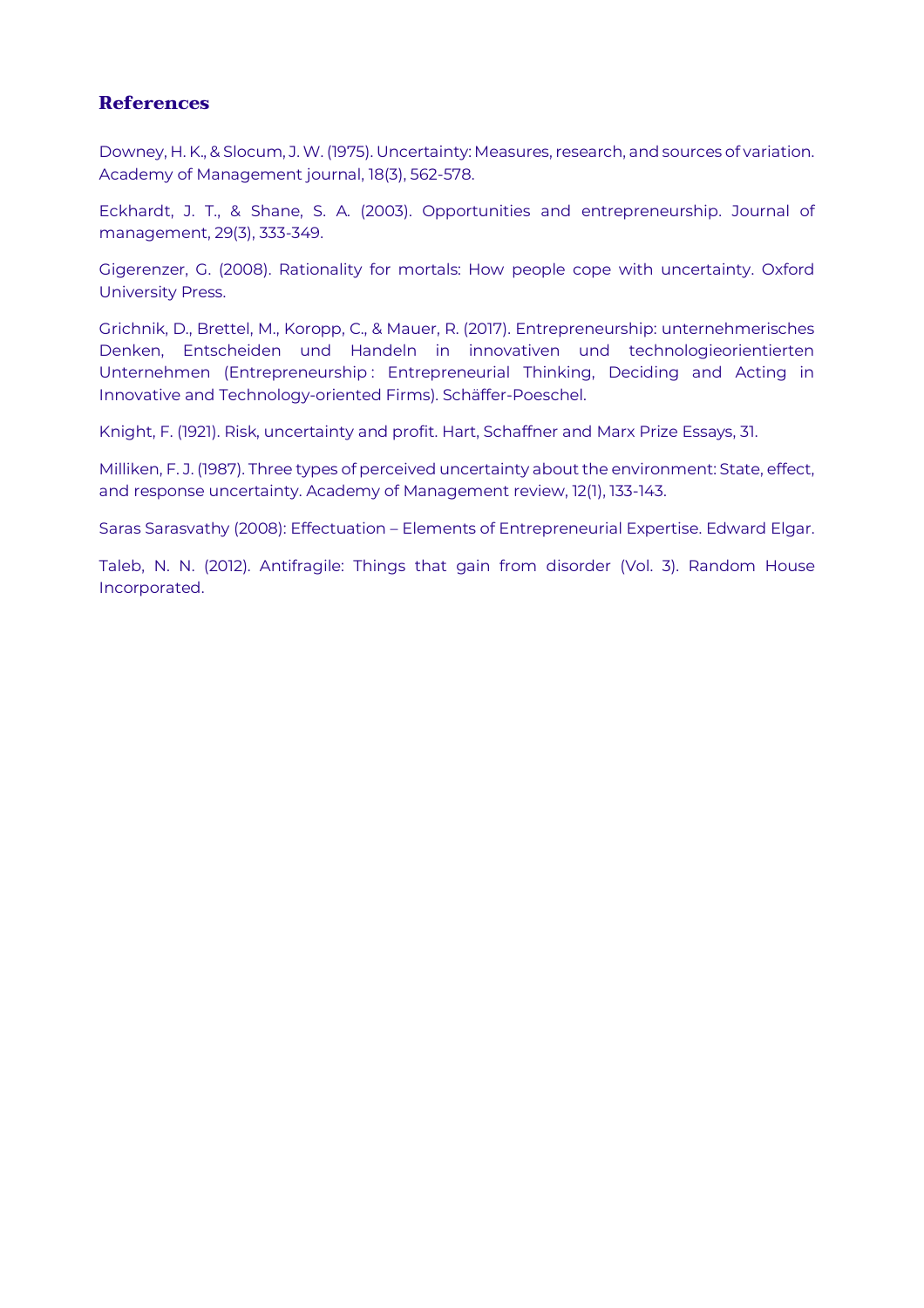## References

Downey, H. K., & Slocum, J. W. (1975). Uncertainty: Measures, research, and sources of variation. Academy of Management journal, 18(3), 562-578.

Eckhardt, J. T., & Shane, S. A. (2003). Opportunities and entrepreneurship. Journal of management, 29(3), 333-349.

Gigerenzer, G. (2008). Rationality for mortals: How people cope with uncertainty. Oxford University Press.

Grichnik, D., Brettel, M., Koropp, C., & Mauer, R. (2017). Entrepreneurship: unternehmerisches Denken, Entscheiden und Handeln in innovativen und technologieorientierten Unternehmen (Entrepreneurship : Entrepreneurial Thinking, Deciding and Acting in Innovative and Technology-oriented Firms). Schäffer-Poeschel.

Knight, F. (1921). Risk, uncertainty and profit. Hart, Schaffner and Marx Prize Essays, 31.

Milliken, F. J. (1987). Three types of perceived uncertainty about the environment: State, effect, and response uncertainty. Academy of Management review, 12(1), 133-143.

Saras Sarasvathy (2008): Effectuation – Elements of Entrepreneurial Expertise. Edward Elgar.

Taleb, N. N. (2012). Antifragile: Things that gain from disorder (Vol. 3). Random House Incorporated.